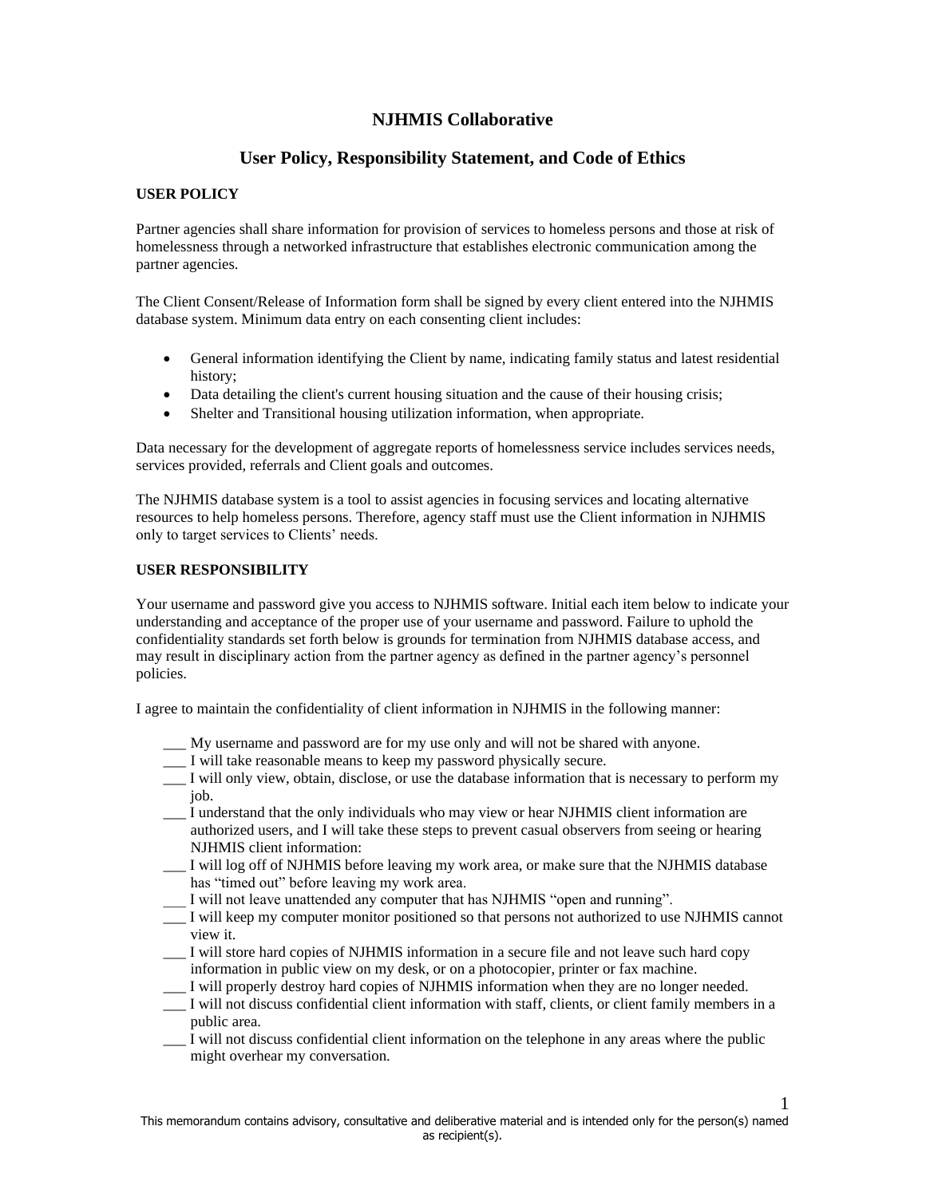# NJHMIS Collaborative

## User Policy, Responsibility Statement, and Code of Ethics

**USER POLICY**

Partner agencies shall share information for provision of services to homeless persons and those at risk of homelessness through a networked infrastructure that establishes electronic communication among the partner agencies.

The Client Consent/Release of Information form shall be signed by every client entered into the NJHMIS database system. Minimum data entry on each consenting client includes:

- General information identifying the Client by name, indicating family status and latest residential history;
- Data detailing the client's current housing situation and the cause of their housing crisis;
- Shelter and Transitional housing utilization information, when appropriate.

Data necessary for the development of aggregate reports of homelessness service includes services needs, services provided, referrals and Client goals and outcomes.

The NJHMIS database system is a tool to assist agencies in focusing services and locating alternative resources to help homeless persons. Therefore, agency staff must use the Client information in NJHMIS only to target services to Clients' needs.

**USER RESPONSIBILITY**

Your username and password give you access to NJHMIS software. Initial each item below to indicate your understanding and acceptance of the proper use of your username and password. Failure to uphold the confidentiality standards set forth below is grounds for termination from NJHMIS database access, and may result in disciplinary action from the partner agency as defined in the partner agency's personnel policies.

I agree to maintain the confidentiality of client information in NJHMIS in the following manner:

___ My username and password are for my use only and will not be shared with anyone.
___ I will take reasonable means to keep my password physically secure.
___ I will only view, obtain, disclose, or use the database information that is necessary to perform my job.
___ I understand that the only individuals who may view or hear NJHMIS client information are authorized users, and I will take these steps to prevent casual observers from seeing or hearing NJHMIS client information:
___ I will log off of NJHMIS before leaving my work area, or make sure that the NJHMIS database has "timed out" before leaving my work area.
___ I will not leave unattended any computer that has NJHMIS "open and running".
___ I will keep my computer monitor positioned so that persons not authorized to use NJHMIS cannot view it.
___ I will store hard copies of NJHMIS information in a secure file and not leave such hard copy information in public view on my desk, or on a photocopier, printer or fax machine.
___ I will properly destroy hard copies of NJHMIS information when they are no longer needed.
___ I will not discuss confidential client information with staff, clients, or client family members in a public area.
___ I will not discuss confidential client information on the telephone in any areas where the public might overhear my conversation.

This memorandum contains advisory, consultative and deliberative material and is intended only for the person(s) named as recipient(s).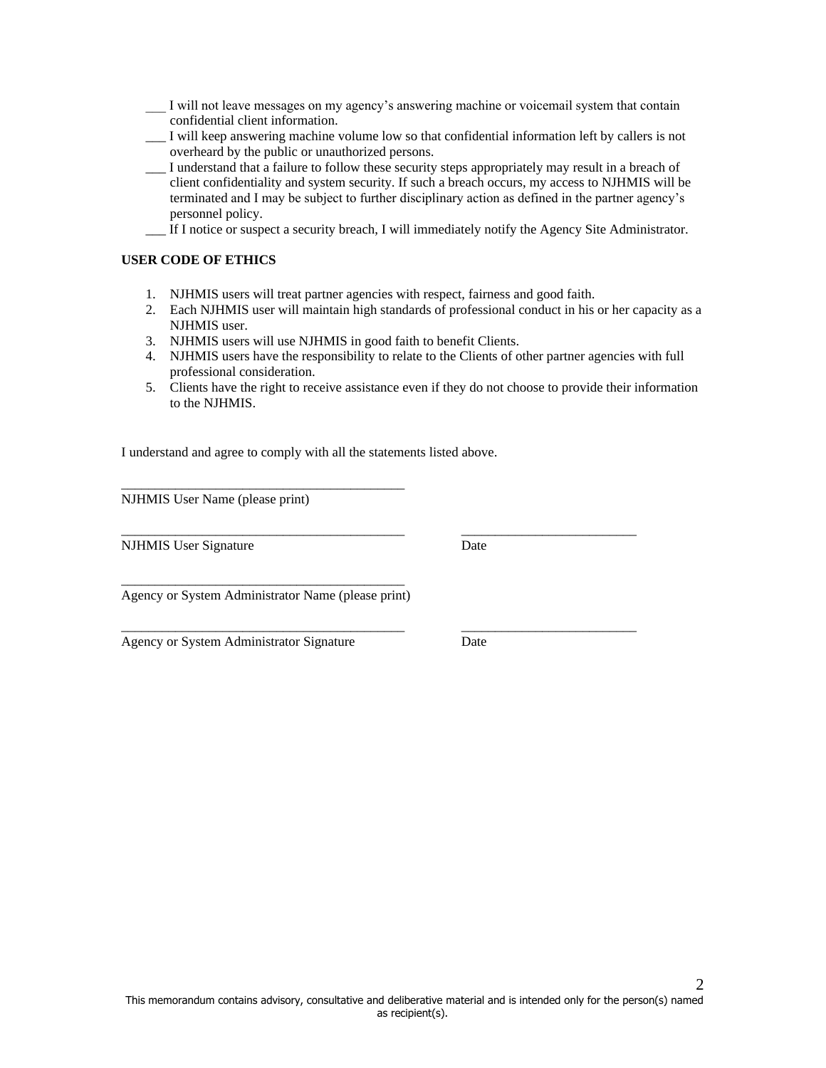___ I will not leave messages on my agency's answering machine or voicemail system that contain confidential client information.

___ I will keep answering machine volume low so that confidential information left by callers is not overheard by the public or unauthorized persons.

___ I understand that a failure to follow these security steps appropriately may result in a breach of client confidentiality and system security. If such a breach occurs, my access to NJHMIS will be terminated and I may be subject to further disciplinary action as defined in the partner agency's personnel policy.

___ If I notice or suspect a security breach, I will immediately notify the Agency Site Administrator.

**USER CODE OF ETHICS**

1. NJHMIS users will treat partner agencies with respect, fairness and good faith.
2. Each NJHMIS user will maintain high standards of professional conduct in his or her capacity as a NJHMIS user.
3. NJHMIS users will use NJHMIS in good faith to benefit Clients.
4. NJHMIS users have the responsibility to relate to the Clients of other partner agencies with full professional consideration.
5. Clients have the right to receive assistance even if they do not choose to provide their information to the NJHMIS.

I understand and agree to comply with all the statements listed above.

___________________________________________
NJHMIS User Name (please print)

___________________________________________ __________________________
NJHMIS User Signature Date

___________________________________________
Agency or System Administrator Name (please print)

___________________________________________ __________________________
Agency or System Administrator Signature Date

This memorandum contains advisory, consultative and deliberative material and is intended only for the person(s) named as recipient(s).